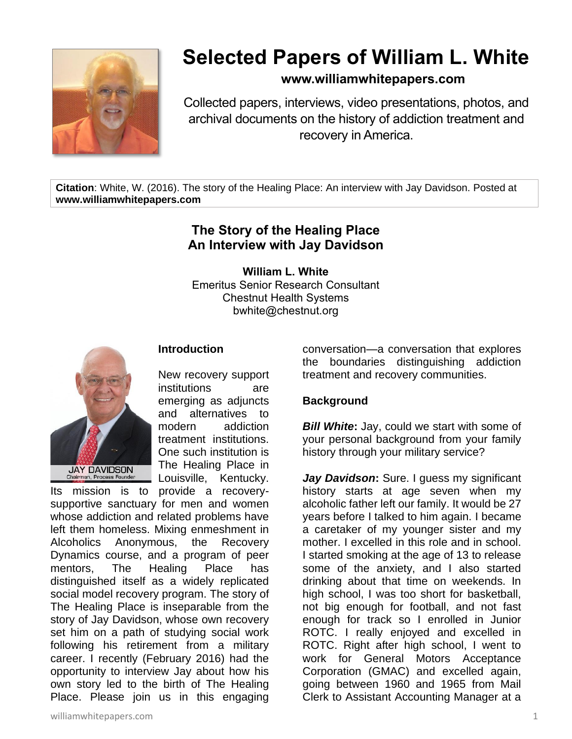# Selected Papers of William L. White

**www.williamwhitepapers.com**

Collected papers, interviews, video presentations, photos, and archival documents on the history of addiction treatment and recovery in America.

**Citation**: White, W. (2016). The story of the Healing Place: An interview with Jay Davidson. Posted at **www.williamwhitepapers.com**

## The Story of the Healing Place
## An Interview with Jay Davidson

**William L. White**
Emeritus Senior Research Consultant
Chestnut Health Systems
bwhite@chestnut.org

JAY DAVIDSON
Chairman, Process Founder

### Introduction

New recovery support institutions are emerging as adjuncts and alternatives to modern addiction treatment institutions. One such institution is The Healing Place in Louisville, Kentucky. Its mission is to provide a recovery-supportive sanctuary for men and women whose addiction and related problems have left them homeless. Mixing enmeshment in Alcoholics Anonymous, the Recovery Dynamics course, and a program of peer mentors, The Healing Place has distinguished itself as a widely replicated social model recovery program. The story of The Healing Place is inseparable from the story of Jay Davidson, whose own recovery set him on a path of studying social work following his retirement from a military career. I recently (February 2016) had the opportunity to interview Jay about how his own story led to the birth of The Healing Place. Please join us in this engaging conversation—a conversation that explores the boundaries distinguishing addiction treatment and recovery communities.

### Background

***Bill White*:** Jay, could we start with some of your personal background from your family history through your military service?

***Jay Davidson*:** Sure. I guess my significant history starts at age seven when my alcoholic father left our family. It would be 27 years before I talked to him again. I became a caretaker of my younger sister and my mother. I excelled in this role and in school. I started smoking at the age of 13 to release some of the anxiety, and I also started drinking about that time on weekends. In high school, I was too short for basketball, not big enough for football, and not fast enough for track so I enrolled in Junior ROTC. I really enjoyed and excelled in ROTC. Right after high school, I went to work for General Motors Acceptance Corporation (GMAC) and excelled again, going between 1960 and 1965 from Mail Clerk to Assistant Accounting Manager at a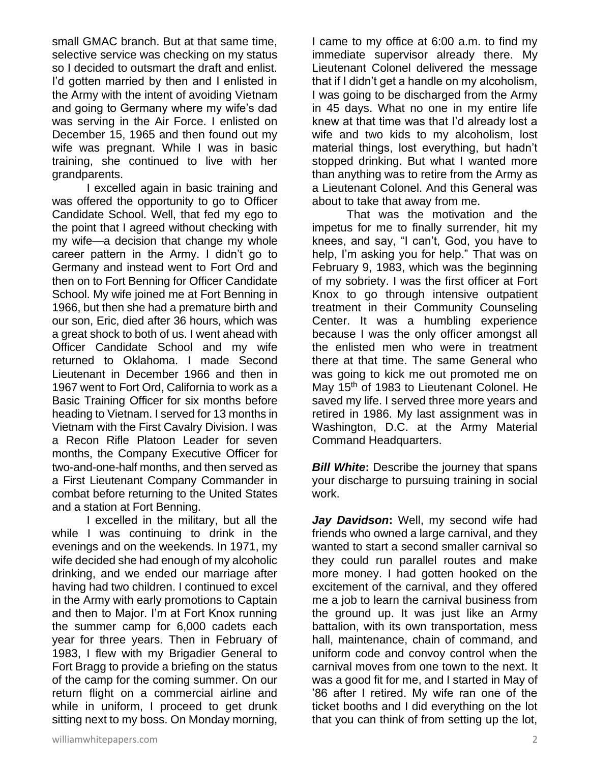small GMAC branch. But at that same time, selective service was checking on my status so I decided to outsmart the draft and enlist. I'd gotten married by then and I enlisted in the Army with the intent of avoiding Vietnam and going to Germany where my wife's dad was serving in the Air Force. I enlisted on December 15, 1965 and then found out my wife was pregnant. While I was in basic training, she continued to live with her grandparents.

I excelled again in basic training and was offered the opportunity to go to Officer Candidate School. Well, that fed my ego to the point that I agreed without checking with my wife—a decision that change my whole career pattern in the Army. I didn't go to Germany and instead went to Fort Ord and then on to Fort Benning for Officer Candidate School. My wife joined me at Fort Benning in 1966, but then she had a premature birth and our son, Eric, died after 36 hours, which was a great shock to both of us. I went ahead with Officer Candidate School and my wife returned to Oklahoma. I made Second Lieutenant in December 1966 and then in 1967 went to Fort Ord, California to work as a Basic Training Officer for six months before heading to Vietnam. I served for 13 months in Vietnam with the First Cavalry Division. I was a Recon Rifle Platoon Leader for seven months, the Company Executive Officer for two-and-one-half months, and then served as a First Lieutenant Company Commander in combat before returning to the United States and a station at Fort Benning.

I excelled in the military, but all the while I was continuing to drink in the evenings and on the weekends. In 1971, my wife decided she had enough of my alcoholic drinking, and we ended our marriage after having had two children. I continued to excel in the Army with early promotions to Captain and then to Major. I'm at Fort Knox running the summer camp for 6,000 cadets each year for three years. Then in February of 1983, I flew with my Brigadier General to Fort Bragg to provide a briefing on the status of the camp for the coming summer. On our return flight on a commercial airline and while in uniform, I proceed to get drunk sitting next to my boss. On Monday morning, I came to my office at 6:00 a.m. to find my immediate supervisor already there. My Lieutenant Colonel delivered the message that if I didn't get a handle on my alcoholism, I was going to be discharged from the Army in 45 days. What no one in my entire life knew at that time was that I'd already lost a wife and two kids to my alcoholism, lost material things, lost everything, but hadn't stopped drinking. But what I wanted more than anything was to retire from the Army as a Lieutenant Colonel. And this General was about to take that away from me.

That was the motivation and the impetus for me to finally surrender, hit my knees, and say, "I can't, God, you have to help, I'm asking you for help." That was on February 9, 1983, which was the beginning of my sobriety. I was the first officer at Fort Knox to go through intensive outpatient treatment in their Community Counseling Center. It was a humbling experience because I was the only officer amongst all the enlisted men who were in treatment there at that time. The same General who was going to kick me out promoted me on May 15th of 1983 to Lieutenant Colonel. He saved my life. I served three more years and retired in 1986. My last assignment was in Washington, D.C. at the Army Material Command Headquarters.

***Bill White*:** Describe the journey that spans your discharge to pursuing training in social work.

***Jay Davidson*:** Well, my second wife had friends who owned a large carnival, and they wanted to start a second smaller carnival so they could run parallel routes and make more money. I had gotten hooked on the excitement of the carnival, and they offered me a job to learn the carnival business from the ground up. It was just like an Army battalion, with its own transportation, mess hall, maintenance, chain of command, and uniform code and convoy control when the carnival moves from one town to the next. It was a good fit for me, and I started in May of '86 after I retired. My wife ran one of the ticket booths and I did everything on the lot that you can think of from setting up the lot,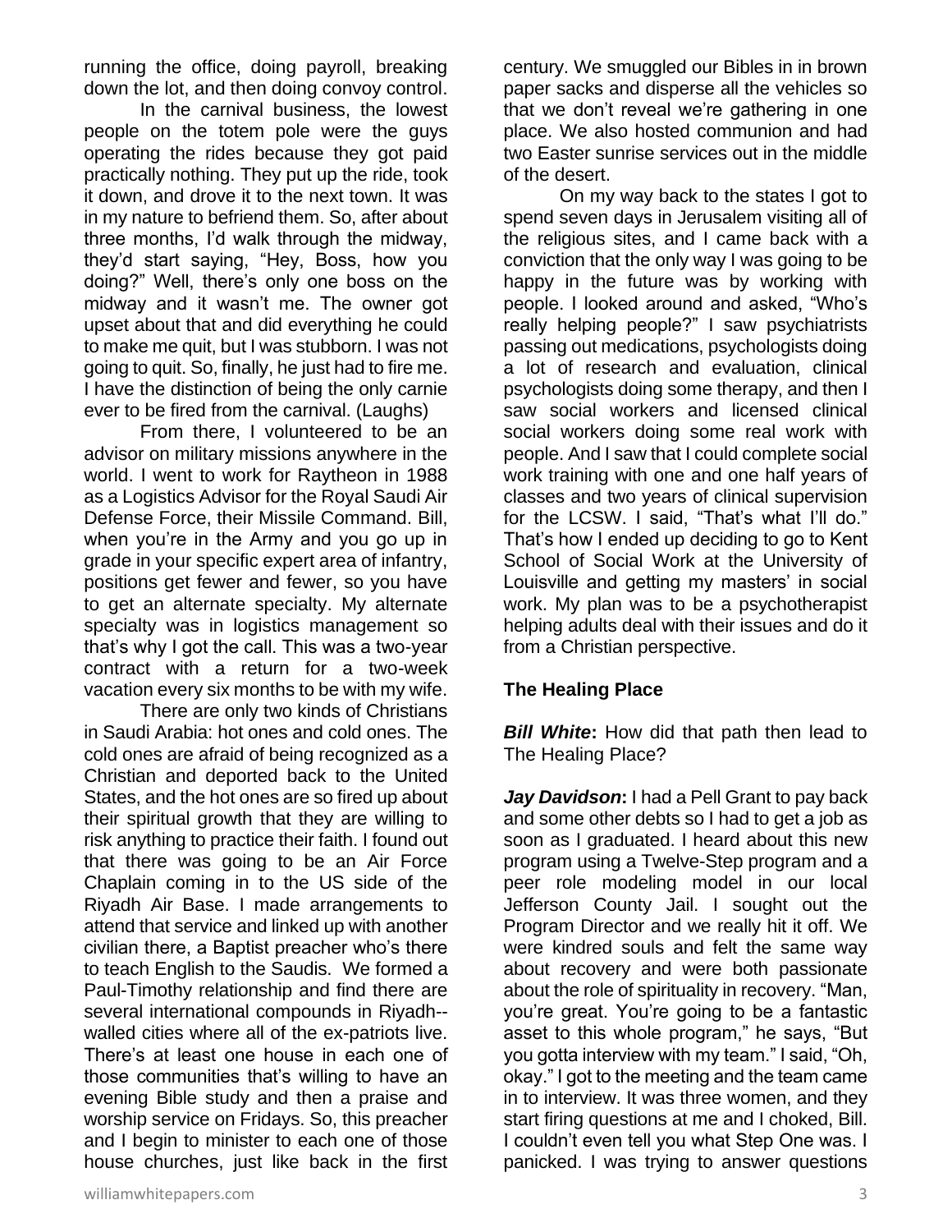running the office, doing payroll, breaking down the lot, and then doing convoy control.

In the carnival business, the lowest people on the totem pole were the guys operating the rides because they got paid practically nothing. They put up the ride, took it down, and drove it to the next town. It was in my nature to befriend them. So, after about three months, I'd walk through the midway, they'd start saying, "Hey, Boss, how you doing?" Well, there's only one boss on the midway and it wasn't me. The owner got upset about that and did everything he could to make me quit, but I was stubborn. I was not going to quit. So, finally, he just had to fire me. I have the distinction of being the only carnie ever to be fired from the carnival. (Laughs)

From there, I volunteered to be an advisor on military missions anywhere in the world. I went to work for Raytheon in 1988 as a Logistics Advisor for the Royal Saudi Air Defense Force, their Missile Command. Bill, when you're in the Army and you go up in grade in your specific expert area of infantry, positions get fewer and fewer, so you have to get an alternate specialty. My alternate specialty was in logistics management so that's why I got the call. This was a two-year contract with a return for a two-week vacation every six months to be with my wife.

There are only two kinds of Christians in Saudi Arabia: hot ones and cold ones. The cold ones are afraid of being recognized as a Christian and deported back to the United States, and the hot ones are so fired up about their spiritual growth that they are willing to risk anything to practice their faith. I found out that there was going to be an Air Force Chaplain coming in to the US side of the Riyadh Air Base. I made arrangements to attend that service and linked up with another civilian there, a Baptist preacher who's there to teach English to the Saudis. We formed a Paul-Timothy relationship and find there are several international compounds in Riyadh--walled cities where all of the ex-patriots live. There's at least one house in each one of those communities that's willing to have an evening Bible study and then a praise and worship service on Fridays. So, this preacher and I begin to minister to each one of those house churches, just like back in the first century. We smuggled our Bibles in in brown paper sacks and disperse all the vehicles so that we don't reveal we're gathering in one place. We also hosted communion and had two Easter sunrise services out in the middle of the desert.

On my way back to the states I got to spend seven days in Jerusalem visiting all of the religious sites, and I came back with a conviction that the only way I was going to be happy in the future was by working with people. I looked around and asked, "Who's really helping people?" I saw psychiatrists passing out medications, psychologists doing a lot of research and evaluation, clinical psychologists doing some therapy, and then I saw social workers and licensed clinical social workers doing some real work with people. And I saw that I could complete social work training with one and one half years of classes and two years of clinical supervision for the LCSW. I said, "That's what I'll do." That's how I ended up deciding to go to Kent School of Social Work at the University of Louisville and getting my masters' in social work. My plan was to be a psychotherapist helping adults deal with their issues and do it from a Christian perspective.

## The Healing Place

***Bill White*:** How did that path then lead to The Healing Place?

***Jay Davidson*:** I had a Pell Grant to pay back and some other debts so I had to get a job as soon as I graduated. I heard about this new program using a Twelve-Step program and a peer role modeling model in our local Jefferson County Jail. I sought out the Program Director and we really hit it off. We were kindred souls and felt the same way about recovery and were both passionate about the role of spirituality in recovery. "Man, you're great. You're going to be a fantastic asset to this whole program," he says, "But you gotta interview with my team." I said, "Oh, okay." I got to the meeting and the team came in to interview. It was three women, and they start firing questions at me and I choked, Bill. I couldn't even tell you what Step One was. I panicked. I was trying to answer questions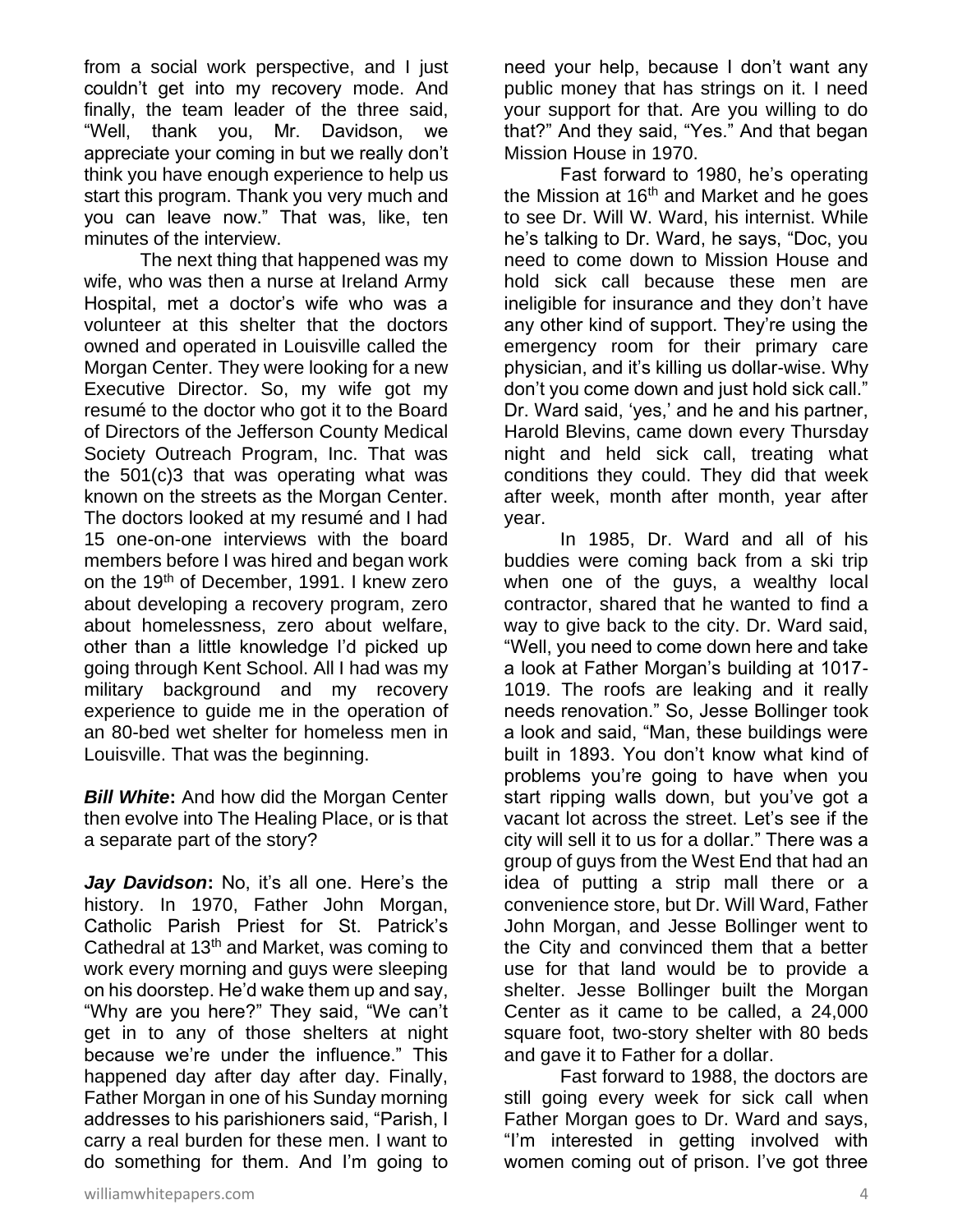from a social work perspective, and I just couldn't get into my recovery mode. And finally, the team leader of the three said, "Well, thank you, Mr. Davidson, we appreciate your coming in but we really don't think you have enough experience to help us start this program. Thank you very much and you can leave now." That was, like, ten minutes of the interview.

The next thing that happened was my wife, who was then a nurse at Ireland Army Hospital, met a doctor's wife who was a volunteer at this shelter that the doctors owned and operated in Louisville called the Morgan Center. They were looking for a new Executive Director. So, my wife got my resumé to the doctor who got it to the Board of Directors of the Jefferson County Medical Society Outreach Program, Inc. That was the 501(c)3 that was operating what was known on the streets as the Morgan Center. The doctors looked at my resumé and I had 15 one-on-one interviews with the board members before I was hired and began work on the 19th of December, 1991. I knew zero about developing a recovery program, zero about homelessness, zero about welfare, other than a little knowledge I'd picked up going through Kent School. All I had was my military background and my recovery experience to guide me in the operation of an 80-bed wet shelter for homeless men in Louisville. That was the beginning.

***Bill White*:** And how did the Morgan Center then evolve into The Healing Place, or is that a separate part of the story?

***Jay Davidson*:** No, it's all one. Here's the history. In 1970, Father John Morgan, Catholic Parish Priest for St. Patrick's Cathedral at 13th and Market, was coming to work every morning and guys were sleeping on his doorstep. He'd wake them up and say, "Why are you here?" They said, "We can't get in to any of those shelters at night because we're under the influence." This happened day after day after day. Finally, Father Morgan in one of his Sunday morning addresses to his parishioners said, "Parish, I carry a real burden for these men. I want to do something for them. And I'm going to need your help, because I don't want any public money that has strings on it. I need your support for that. Are you willing to do that?" And they said, "Yes." And that began Mission House in 1970.

Fast forward to 1980, he's operating the Mission at 16th and Market and he goes to see Dr. Will W. Ward, his internist. While he's talking to Dr. Ward, he says, "Doc, you need to come down to Mission House and hold sick call because these men are ineligible for insurance and they don't have any other kind of support. They're using the emergency room for their primary care physician, and it's killing us dollar-wise. Why don't you come down and just hold sick call." Dr. Ward said, 'yes,' and he and his partner, Harold Blevins, came down every Thursday night and held sick call, treating what conditions they could. They did that week after week, month after month, year after year.

In 1985, Dr. Ward and all of his buddies were coming back from a ski trip when one of the guys, a wealthy local contractor, shared that he wanted to find a way to give back to the city. Dr. Ward said, "Well, you need to come down here and take a look at Father Morgan's building at 1017-1019. The roofs are leaking and it really needs renovation." So, Jesse Bollinger took a look and said, "Man, these buildings were built in 1893. You don't know what kind of problems you're going to have when you start ripping walls down, but you've got a vacant lot across the street. Let's see if the city will sell it to us for a dollar." There was a group of guys from the West End that had an idea of putting a strip mall there or a convenience store, but Dr. Will Ward, Father John Morgan, and Jesse Bollinger went to the City and convinced them that a better use for that land would be to provide a shelter. Jesse Bollinger built the Morgan Center as it came to be called, a 24,000 square foot, two-story shelter with 80 beds and gave it to Father for a dollar.

Fast forward to 1988, the doctors are still going every week for sick call when Father Morgan goes to Dr. Ward and says, "I'm interested in getting involved with women coming out of prison. I've got three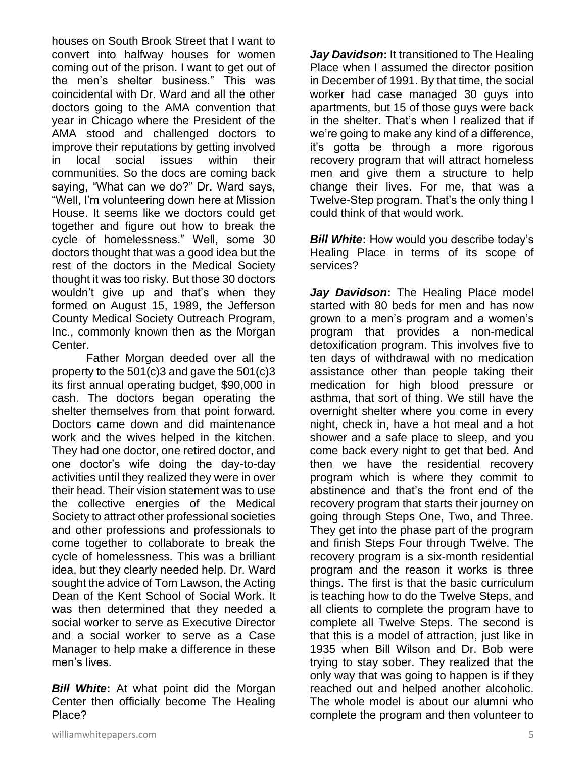houses on South Brook Street that I want to convert into halfway houses for women coming out of the prison. I want to get out of the men's shelter business." This was coincidental with Dr. Ward and all the other doctors going to the AMA convention that year in Chicago where the President of the AMA stood and challenged doctors to improve their reputations by getting involved in local social issues within their communities. So the docs are coming back saying, "What can we do?" Dr. Ward says, "Well, I'm volunteering down here at Mission House. It seems like we doctors could get together and figure out how to break the cycle of homelessness." Well, some 30 doctors thought that was a good idea but the rest of the doctors in the Medical Society thought it was too risky. But those 30 doctors wouldn't give up and that's when they formed on August 15, 1989, the Jefferson County Medical Society Outreach Program, Inc., commonly known then as the Morgan Center.

Father Morgan deeded over all the property to the 501(c)3 and gave the 501(c)3 its first annual operating budget, $90,000 in cash. The doctors began operating the shelter themselves from that point forward. Doctors came down and did maintenance work and the wives helped in the kitchen. They had one doctor, one retired doctor, and one doctor's wife doing the day-to-day activities until they realized they were in over their head. Their vision statement was to use the collective energies of the Medical Society to attract other professional societies and other professions and professionals to come together to collaborate to break the cycle of homelessness. This was a brilliant idea, but they clearly needed help. Dr. Ward sought the advice of Tom Lawson, the Acting Dean of the Kent School of Social Work. It was then determined that they needed a social worker to serve as Executive Director and a social worker to serve as a Case Manager to help make a difference in these men's lives.

***Bill White*:** At what point did the Morgan Center then officially become The Healing Place?

***Jay Davidson*:** It transitioned to The Healing Place when I assumed the director position in December of 1991. By that time, the social worker had case managed 30 guys into apartments, but 15 of those guys were back in the shelter. That's when I realized that if we're going to make any kind of a difference, it's gotta be through a more rigorous recovery program that will attract homeless men and give them a structure to help change their lives. For me, that was a Twelve-Step program. That's the only thing I could think of that would work.

***Bill White*:** How would you describe today's Healing Place in terms of its scope of services?

***Jay Davidson*:** The Healing Place model started with 80 beds for men and has now grown to a men's program and a women's program that provides a non-medical detoxification program. This involves five to ten days of withdrawal with no medication assistance other than people taking their medication for high blood pressure or asthma, that sort of thing. We still have the overnight shelter where you come in every night, check in, have a hot meal and a hot shower and a safe place to sleep, and you come back every night to get that bed. And then we have the residential recovery program which is where they commit to abstinence and that's the front end of the recovery program that starts their journey on going through Steps One, Two, and Three. They get into the phase part of the program and finish Steps Four through Twelve. The recovery program is a six-month residential program and the reason it works is three things. The first is that the basic curriculum is teaching how to do the Twelve Steps, and all clients to complete the program have to complete all Twelve Steps. The second is that this is a model of attraction, just like in 1935 when Bill Wilson and Dr. Bob were trying to stay sober. They realized that the only way that was going to happen is if they reached out and helped another alcoholic. The whole model is about our alumni who complete the program and then volunteer to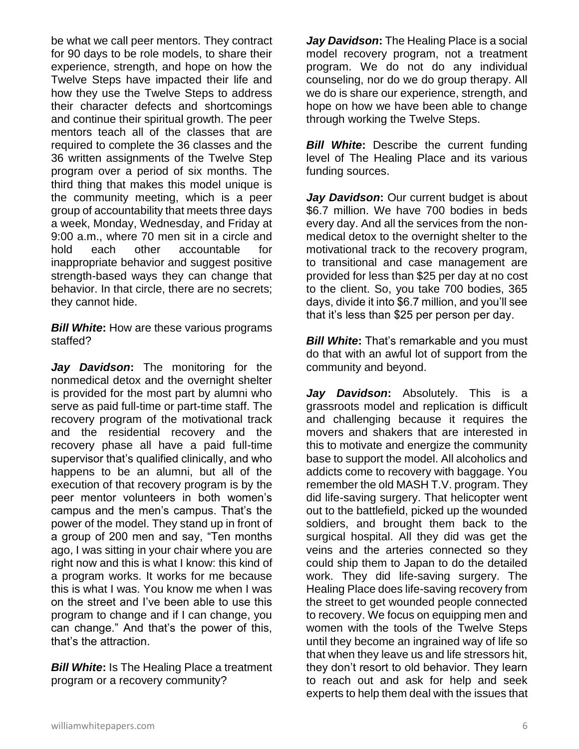be what we call peer mentors. They contract for 90 days to be role models, to share their experience, strength, and hope on how the Twelve Steps have impacted their life and how they use the Twelve Steps to address their character defects and shortcomings and continue their spiritual growth. The peer mentors teach all of the classes that are required to complete the 36 classes and the 36 written assignments of the Twelve Step program over a period of six months. The third thing that makes this model unique is the community meeting, which is a peer group of accountability that meets three days a week, Monday, Wednesday, and Friday at 9:00 a.m., where 70 men sit in a circle and hold each other accountable for inappropriate behavior and suggest positive strength-based ways they can change that behavior. In that circle, there are no secrets; they cannot hide.

***Bill White*:** How are these various programs staffed?

***Jay Davidson*:** The monitoring for the nonmedical detox and the overnight shelter is provided for the most part by alumni who serve as paid full-time or part-time staff. The recovery program of the motivational track and the residential recovery and the recovery phase all have a paid full-time supervisor that's qualified clinically, and who happens to be an alumni, but all of the execution of that recovery program is by the peer mentor volunteers in both women's campus and the men's campus. That's the power of the model. They stand up in front of a group of 200 men and say, "Ten months ago, I was sitting in your chair where you are right now and this is what I know: this kind of a program works. It works for me because this is what I was. You know me when I was on the street and I've been able to use this program to change and if I can change, you can change." And that's the power of this, that's the attraction.

***Bill White*:** Is The Healing Place a treatment program or a recovery community?

***Jay Davidson*:** The Healing Place is a social model recovery program, not a treatment program. We do not do any individual counseling, nor do we do group therapy. All we do is share our experience, strength, and hope on how we have been able to change through working the Twelve Steps.

***Bill White*:** Describe the current funding level of The Healing Place and its various funding sources.

***Jay Davidson*:** Our current budget is about \$6.7 million. We have 700 bodies in beds every day. And all the services from the non-medical detox to the overnight shelter to the motivational track to the recovery program, to transitional and case management are provided for less than \$25 per day at no cost to the client. So, you take 700 bodies, 365 days, divide it into \$6.7 million, and you'll see that it's less than \$25 per person per day.

***Bill White*:** That's remarkable and you must do that with an awful lot of support from the community and beyond.

***Jay Davidson*:** Absolutely. This is a grassroots model and replication is difficult and challenging because it requires the movers and shakers that are interested in this to motivate and energize the community base to support the model. All alcoholics and addicts come to recovery with baggage. You remember the old MASH T.V. program. They did life-saving surgery. That helicopter went out to the battlefield, picked up the wounded soldiers, and brought them back to the surgical hospital. All they did was get the veins and the arteries connected so they could ship them to Japan to do the detailed work. They did life-saving surgery. The Healing Place does life-saving recovery from the street to get wounded people connected to recovery. We focus on equipping men and women with the tools of the Twelve Steps until they become an ingrained way of life so that when they leave us and life stressors hit, they don't resort to old behavior. They learn to reach out and ask for help and seek experts to help them deal with the issues that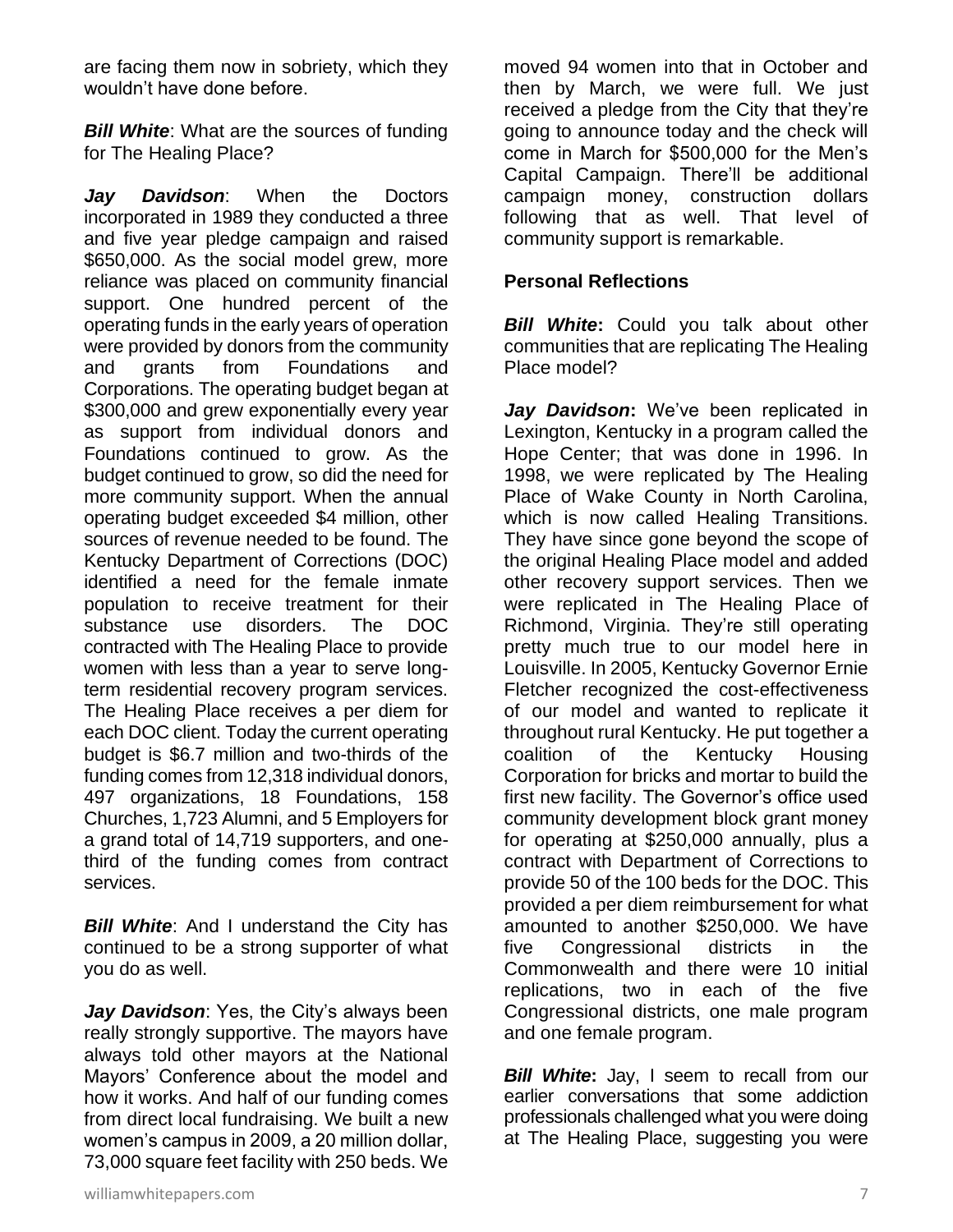are facing them now in sobriety, which they wouldn't have done before.

***Bill White***: What are the sources of funding for The Healing Place?

***Jay Davidson***: When the Doctors incorporated in 1989 they conducted a three and five year pledge campaign and raised $650,000. As the social model grew, more reliance was placed on community financial support. One hundred percent of the operating funds in the early years of operation were provided by donors from the community and grants from Foundations and Corporations. The operating budget began at $300,000 and grew exponentially every year as support from individual donors and Foundations continued to grow. As the budget continued to grow, so did the need for more community support. When the annual operating budget exceeded $4 million, other sources of revenue needed to be found. The Kentucky Department of Corrections (DOC) identified a need for the female inmate population to receive treatment for their substance use disorders. The DOC contracted with The Healing Place to provide women with less than a year to serve long-term residential recovery program services. The Healing Place receives a per diem for each DOC client. Today the current operating budget is $6.7 million and two-thirds of the funding comes from 12,318 individual donors, 497 organizations, 18 Foundations, 158 Churches, 1,723 Alumni, and 5 Employers for a grand total of 14,719 supporters, and one-third of the funding comes from contract services.

***Bill White***: And I understand the City has continued to be a strong supporter of what you do as well.

***Jay Davidson***: Yes, the City's always been really strongly supportive. The mayors have always told other mayors at the National Mayors' Conference about the model and how it works. And half of our funding comes from direct local fundraising. We built a new women's campus in 2009, a 20 million dollar, 73,000 square feet facility with 250 beds. We moved 94 women into that in October and then by March, we were full. We just received a pledge from the City that they're going to announce today and the check will come in March for $500,000 for the Men's Capital Campaign. There'll be additional campaign money, construction dollars following that as well. That level of community support is remarkable.

**Personal Reflections**

***Bill White*:** Could you talk about other communities that are replicating The Healing Place model?

***Jay Davidson*:** We've been replicated in Lexington, Kentucky in a program called the Hope Center; that was done in 1996. In 1998, we were replicated by The Healing Place of Wake County in North Carolina, which is now called Healing Transitions. They have since gone beyond the scope of the original Healing Place model and added other recovery support services. Then we were replicated in The Healing Place of Richmond, Virginia. They're still operating pretty much true to our model here in Louisville. In 2005, Kentucky Governor Ernie Fletcher recognized the cost-effectiveness of our model and wanted to replicate it throughout rural Kentucky. He put together a coalition of the Kentucky Housing Corporation for bricks and mortar to build the first new facility. The Governor's office used community development block grant money for operating at $250,000 annually, plus a contract with Department of Corrections to provide 50 of the 100 beds for the DOC. This provided a per diem reimbursement for what amounted to another $250,000. We have five Congressional districts in the Commonwealth and there were 10 initial replications, two in each of the five Congressional districts, one male program and one female program.

***Bill White*:** Jay, I seem to recall from our earlier conversations that some addiction professionals challenged what you were doing at The Healing Place, suggesting you were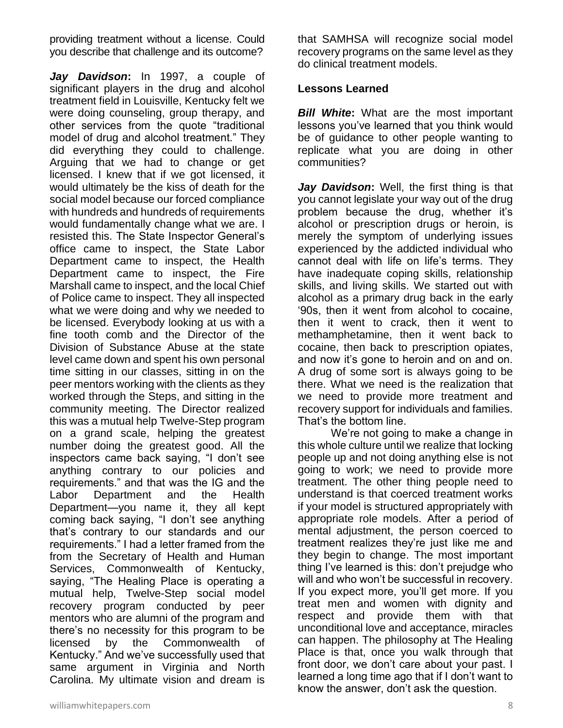providing treatment without a license. Could you describe that challenge and its outcome?

***Jay Davidson*:** In 1997, a couple of significant players in the drug and alcohol treatment field in Louisville, Kentucky felt we were doing counseling, group therapy, and other services from the quote "traditional model of drug and alcohol treatment." They did everything they could to challenge. Arguing that we had to change or get licensed. I knew that if we got licensed, it would ultimately be the kiss of death for the social model because our forced compliance with hundreds and hundreds of requirements would fundamentally change what we are. I resisted this. The State Inspector General's office came to inspect, the State Labor Department came to inspect, the Health Department came to inspect, the Fire Marshall came to inspect, and the local Chief of Police came to inspect. They all inspected what we were doing and why we needed to be licensed. Everybody looking at us with a fine tooth comb and the Director of the Division of Substance Abuse at the state level came down and spent his own personal time sitting in our classes, sitting in on the peer mentors working with the clients as they worked through the Steps, and sitting in the community meeting. The Director realized this was a mutual help Twelve-Step program on a grand scale, helping the greatest number doing the greatest good. All the inspectors came back saying, "I don't see anything contrary to our policies and requirements." and that was the IG and the Labor Department and the Health Department—you name it, they all kept coming back saying, "I don't see anything that's contrary to our standards and our requirements." I had a letter framed from the from the Secretary of Health and Human Services, Commonwealth of Kentucky, saying, "The Healing Place is operating a mutual help, Twelve-Step social model recovery program conducted by peer mentors who are alumni of the program and there's no necessity for this program to be licensed by the Commonwealth of Kentucky." And we've successfully used that same argument in Virginia and North Carolina. My ultimate vision and dream is that SAMHSA will recognize social model recovery programs on the same level as they do clinical treatment models.

**Lessons Learned**

***Bill White*:** What are the most important lessons you've learned that you think would be of guidance to other people wanting to replicate what you are doing in other communities?

***Jay Davidson*:** Well, the first thing is that you cannot legislate your way out of the drug problem because the drug, whether it's alcohol or prescription drugs or heroin, is merely the symptom of underlying issues experienced by the addicted individual who cannot deal with life on life's terms. They have inadequate coping skills, relationship skills, and living skills. We started out with alcohol as a primary drug back in the early '90s, then it went from alcohol to cocaine, then it went to crack, then it went to methamphetamine, then it went back to cocaine, then back to prescription opiates, and now it's gone to heroin and on and on. A drug of some sort is always going to be there. What we need is the realization that we need to provide more treatment and recovery support for individuals and families. That's the bottom line.

We're not going to make a change in this whole culture until we realize that locking people up and not doing anything else is not going to work; we need to provide more treatment. The other thing people need to understand is that coerced treatment works if your model is structured appropriately with appropriate role models. After a period of mental adjustment, the person coerced to treatment realizes they're just like me and they begin to change. The most important thing I've learned is this: don't prejudge who will and who won't be successful in recovery. If you expect more, you'll get more. If you treat men and women with dignity and respect and provide them with that unconditional love and acceptance, miracles can happen. The philosophy at The Healing Place is that, once you walk through that front door, we don't care about your past. I learned a long time ago that if I don't want to know the answer, don't ask the question.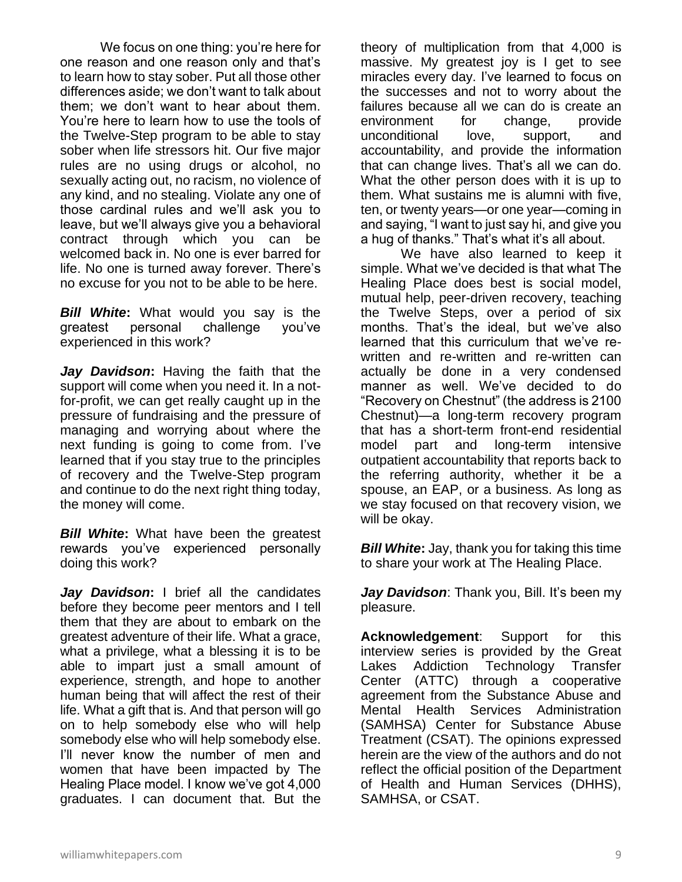We focus on one thing: you're here for one reason and one reason only and that's to learn how to stay sober. Put all those other differences aside; we don't want to talk about them; we don't want to hear about them. You're here to learn how to use the tools of the Twelve-Step program to be able to stay sober when life stressors hit. Our five major rules are no using drugs or alcohol, no sexually acting out, no racism, no violence of any kind, and no stealing. Violate any one of those cardinal rules and we'll ask you to leave, but we'll always give you a behavioral contract through which you can be welcomed back in. No one is ever barred for life. No one is turned away forever. There's no excuse for you not to be able to be here.

***Bill White*:** What would you say is the greatest personal challenge you've experienced in this work?

***Jay Davidson*:** Having the faith that the support will come when you need it. In a not-for-profit, we can get really caught up in the pressure of fundraising and the pressure of managing and worrying about where the next funding is going to come from. I've learned that if you stay true to the principles of recovery and the Twelve-Step program and continue to do the next right thing today, the money will come.

***Bill White*:** What have been the greatest rewards you've experienced personally doing this work?

***Jay Davidson*:** I brief all the candidates before they become peer mentors and I tell them that they are about to embark on the greatest adventure of their life. What a grace, what a privilege, what a blessing it is to be able to impart just a small amount of experience, strength, and hope to another human being that will affect the rest of their life. What a gift that is. And that person will go on to help somebody else who will help somebody else who will help somebody else. I'll never know the number of men and women that have been impacted by The Healing Place model. I know we've got 4,000 graduates. I can document that. But the theory of multiplication from that 4,000 is massive. My greatest joy is I get to see miracles every day. I've learned to focus on the successes and not to worry about the failures because all we can do is create an environment for change, provide unconditional love, support, and accountability, and provide the information that can change lives. That's all we can do. What the other person does with it is up to them. What sustains me is alumni with five, ten, or twenty years—or one year—coming in and saying, "I want to just say hi, and give you a hug of thanks." That's what it's all about.

We have also learned to keep it simple. What we've decided is that what The Healing Place does best is social model, mutual help, peer-driven recovery, teaching the Twelve Steps, over a period of six months. That's the ideal, but we've also learned that this curriculum that we've re-written and re-written and re-written can actually be done in a very condensed manner as well. We've decided to do "Recovery on Chestnut" (the address is 2100 Chestnut)—a long-term recovery program that has a short-term front-end residential model part and long-term intensive outpatient accountability that reports back to the referring authority, whether it be a spouse, an EAP, or a business. As long as we stay focused on that recovery vision, we will be okay.

***Bill White*:** Jay, thank you for taking this time to share your work at The Healing Place.

***Jay Davidson*:** Thank you, Bill. It's been my pleasure.

**Acknowledgement**: Support for this interview series is provided by the Great Lakes Addiction Technology Transfer Center (ATTC) through a cooperative agreement from the Substance Abuse and Mental Health Services Administration (SAMHSA) Center for Substance Abuse Treatment (CSAT). The opinions expressed herein are the view of the authors and do not reflect the official position of the Department of Health and Human Services (DHHS), SAMHSA, or CSAT.